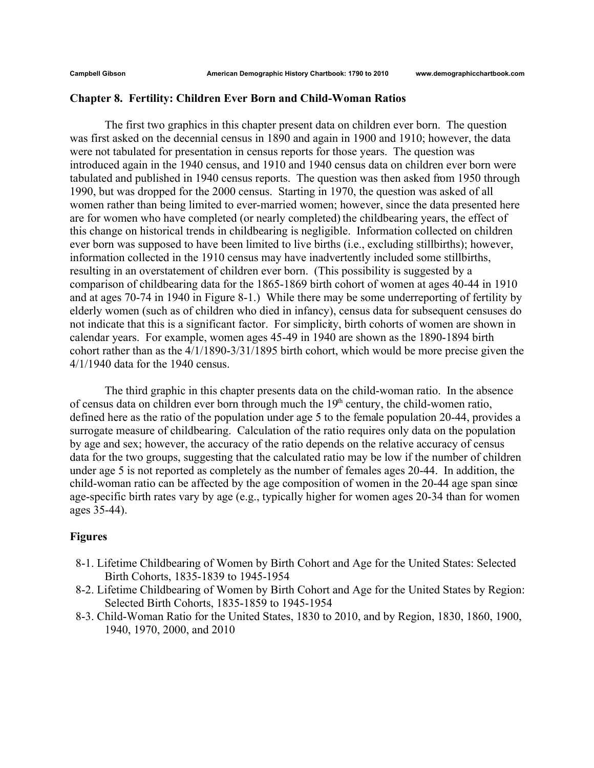## Chapter 8. Fertility: Children Ever Born and Child-Woman Ratios

The first two graphics in this chapter present data on children ever born. The question was first asked on the decennial census in 1890 and again in 1900 and 1910; however, the data were not tabulated for presentation in census reports for those years. The question was introduced again in the 1940 census, and 1910 and 1940 census data on children ever born were tabulated and published in 1940 census reports. The question was then asked from 1950 through 1990, but was dropped for the 2000 census. Starting in 1970, the question was asked of all women rather than being limited to ever-married women; however, since the data presented here are for women who have completed (or nearly completed) the childbearing years, the effect of this change on historical trends in childbearing is negligible. Information collected on children ever born was supposed to have been limited to live births (i.e., excluding stillbirths); however, information collected in the 1910 census may have inadvertently included some stillbirths, resulting in an overstatement of children ever born. (This possibility is suggested by a comparison of childbearing data for the 1865-1869 birth cohort of women at ages 40-44 in 1910 and at ages 70-74 in 1940 in Figure 8-1.) While there may be some underreporting of fertility by elderly women (such as of children who died in infancy), census data for subsequent censuses do not indicate that this is a significant factor. For simplicity, birth cohorts of women are shown in calendar years. For example, women ages 45-49 in 1940 are shown as the 1890-1894 birth cohort rather than as the 4/1/1890-3/31/1895 birth cohort, which would be more precise given the 4/1/1940 data for the 1940 census.

The third graphic in this chapter presents data on the child-woman ratio. In the absence of census data on children ever born through much the 19th century, the child-women ratio, defined here as the ratio of the population under age 5 to the female population 20-44, provides a surrogate measure of childbearing. Calculation of the ratio requires only data on the population by age and sex; however, the accuracy of the ratio depends on the relative accuracy of census data for the two groups, suggesting that the calculated ratio may be low if the number of children under age 5 is not reported as completely as the number of females ages 20-44. In addition, the child-woman ratio can be affected by the age composition of women in the 20-44 age span since age-specific birth rates vary by age (e.g., typically higher for women ages 20-34 than for women ages 35-44).

### Figures

8-1. Lifetime Childbearing of Women by Birth Cohort and Age for the United States: Selected Birth Cohorts, 1835-1839 to 1945-1954

8-2. Lifetime Childbearing of Women by Birth Cohort and Age for the United States by Region: Selected Birth Cohorts, 1835-1859 to 1945-1954

8-3. Child-Woman Ratio for the United States, 1830 to 2010, and by Region, 1830, 1860, 1900, 1940, 1970, 2000, and 2010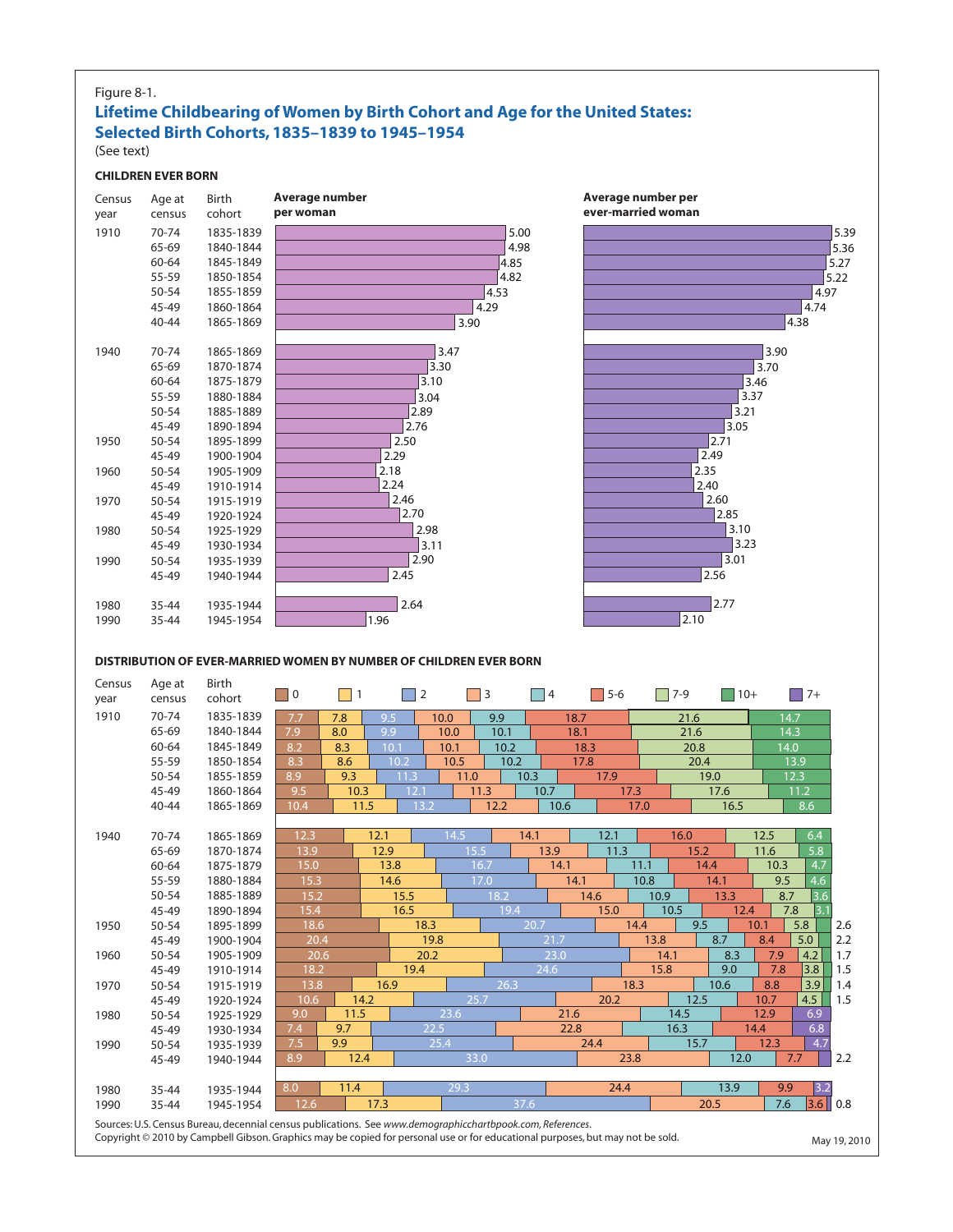Figure 8-1.

## Lifetime Childbearing of Women by Birth Cohort and Age for the United States: Selected Birth Cohorts, 1835–1839 to 1945–1954

(See text)

### CHILDREN EVER BORN

| Census year | Age at census | Birth cohort | Average number per woman | Average number per ever-married woman |
|---|---|---|---|---|
| 1910 | 70-74 | 1835-1839 | 5.00 | 5.39 |
| | 65-69 | 1840-1844 | 4.98 | 5.36 |
| | 60-64 | 1845-1849 | 4.85 | 5.27 |
| | 55-59 | 1850-1854 | 4.82 | 5.22 |
| | 50-54 | 1855-1859 | 4.53 | 4.97 |
| | 45-49 | 1860-1864 | 4.29 | 4.74 |
| | 40-44 | 1865-1869 | 3.90 | 4.38 |
| 1940 | 70-74 | 1865-1869 | 3.47 | 3.90 |
| | 65-69 | 1870-1874 | 3.30 | 3.70 |
| | 60-64 | 1875-1879 | 3.10 | 3.46 |
| | 55-59 | 1880-1884 | 3.04 | 3.37 |
| | 50-54 | 1885-1889 | 2.89 | 3.21 |
| | 45-49 | 1890-1894 | 2.76 | 3.05 |
| 1950 | 50-54 | 1895-1899 | 2.50 | 2.71 |
| | 45-49 | 1900-1904 | 2.29 | 2.49 |
| 1960 | 50-54 | 1905-1909 | 2.18 | 2.35 |
| | 45-49 | 1910-1914 | 2.24 | 2.40 |
| 1970 | 50-54 | 1915-1919 | 2.46 | 2.60 |
| | 45-49 | 1920-1924 | 2.70 | 2.85 |
| 1980 | 50-54 | 1925-1929 | 2.98 | 3.10 |
| | 45-49 | 1930-1934 | 3.11 | 3.23 |
| 1990 | 50-54 | 1935-1939 | 2.90 | 3.01 |
| | 45-49 | 1940-1944 | 2.45 | 2.56 |
| 1980 | 35-44 | 1935-1944 | 2.64 | 2.77 |
| 1990 | 35-44 | 1945-1954 | 1.96 | 2.10 |

### DISTRIBUTION OF EVER-MARRIED WOMEN BY NUMBER OF CHILDREN EVER BORN

| Census year | Age at census | Birth cohort | 0 | 1 | 2 | 3 | 4 | 5-6 | 7-9 | 10+ | 7+ |
|---|---|---|---|---|---|---|---|---|---|---|---|
| 1910 | 70-74 | 1835-1839 | 7.7 | 7.8 | 9.5 | 10.0 | 9.9 | 18.7 | 21.6 | 14.7 | |
| | 65-69 | 1840-1844 | 7.9 | 8.0 | 9.9 | 10.0 | 10.1 | 18.1 | 21.6 | 14.3 | |
| | 60-64 | 1845-1849 | 8.2 | 8.3 | 10.1 | 10.1 | 10.2 | 18.3 | 20.8 | 14.0 | |
| | 55-59 | 1850-1854 | 8.3 | 8.6 | 10.2 | 10.5 | 10.2 | 17.8 | 20.4 | 13.9 | |
| | 50-54 | 1855-1859 | 8.9 | 9.3 | 11.3 | 11.0 | 10.3 | 17.9 | 19.0 | 12.3 | |
| | 45-49 | 1860-1864 | 9.5 | 10.3 | 12.1 | 11.3 | 10.7 | 17.3 | 17.6 | 11.2 | |
| | 40-44 | 1865-1869 | 10.4 | 11.5 | 13.2 | 12.2 | 10.6 | 17.0 | 16.5 | 8.6 | |
| 1940 | 70-74 | 1865-1869 | 12.3 | 12.1 | 14.5 | 14.1 | 12.1 | 16.0 | 12.5 | 6.4 | |
| | 65-69 | 1870-1874 | 13.9 | 12.9 | 15.5 | 13.9 | 11.3 | 15.2 | 11.6 | 5.8 | |
| | 60-64 | 1875-1879 | 15.0 | 13.8 | 16.7 | 14.1 | 11.1 | 14.4 | 10.3 | 4.7 | |
| | 55-59 | 1880-1884 | 15.3 | 14.6 | 17.0 | 14.1 | 10.8 | 14.1 | 9.5 | 4.6 | |
| | 50-54 | 1885-1889 | 15.2 | 15.5 | 18.2 | 14.6 | 10.9 | 13.3 | 8.7 | 3.6 | |
| | 45-49 | 1890-1894 | 15.4 | 16.5 | 19.4 | 15.0 | 10.5 | 12.4 | 7.8 | 3.1 | |
| 1950 | 50-54 | 1895-1899 | 18.6 | 18.3 | 20.7 | 14.4 | 9.5 | 10.1 | 5.8 | 2.6 | |
| | 45-49 | 1900-1904 | 20.4 | 19.8 | 21.7 | 13.8 | 8.7 | 8.4 | 5.0 | 2.2 | |
| 1960 | 50-54 | 1905-1909 | 20.6 | 20.2 | 23.0 | 14.1 | 8.3 | 7.9 | 4.2 | 1.7 | |
| | 45-49 | 1910-1914 | 18.2 | 19.4 | 24.6 | 15.8 | 9.0 | 7.8 | 3.8 | 1.5 | |
| 1970 | 50-54 | 1915-1919 | 13.8 | 16.9 | 26.3 | 18.3 | 10.6 | 8.8 | 3.9 | 1.4 | |
| | 45-49 | 1920-1924 | 10.6 | 14.2 | 25.7 | 20.2 | 12.5 | 10.7 | 4.5 | 1.5 | |
| 1980 | 50-54 | 1925-1929 | 9.0 | 11.5 | 23.6 | 21.6 | 14.5 | 12.9 | | | 6.9 |
| | 45-49 | 1930-1934 | 7.4 | 9.7 | 22.5 | 22.8 | 16.3 | 14.4 | | | 6.8 |
| 1990 | 50-54 | 1935-1939 | 7.5 | 9.9 | 25.4 | 24.4 | 15.7 | 12.3 | | | 4.7 |
| | 45-49 | 1940-1944 | 8.9 | 12.4 | 33.0 | 23.8 | 12.0 | 7.7 | | | 2.2 |
| 1980 | 35-44 | 1935-1944 | 8.0 | 11.4 | 29.3 | 24.4 | 13.9 | 9.9 | | | 3.2 |
| 1990 | 35-44 | 1945-1954 | 12.6 | 17.3 | 37.6 | 20.5 | 7.6 | 3.6 | | | 0.8 |

Sources: U.S. Census Bureau, decennial census publications. See *www.demographicchartbook.com, References*.
Copyright © 2010 by Campbell Gibson. Graphics may be copied for personal use or for educational purposes, but may not be sold.

May 19, 2010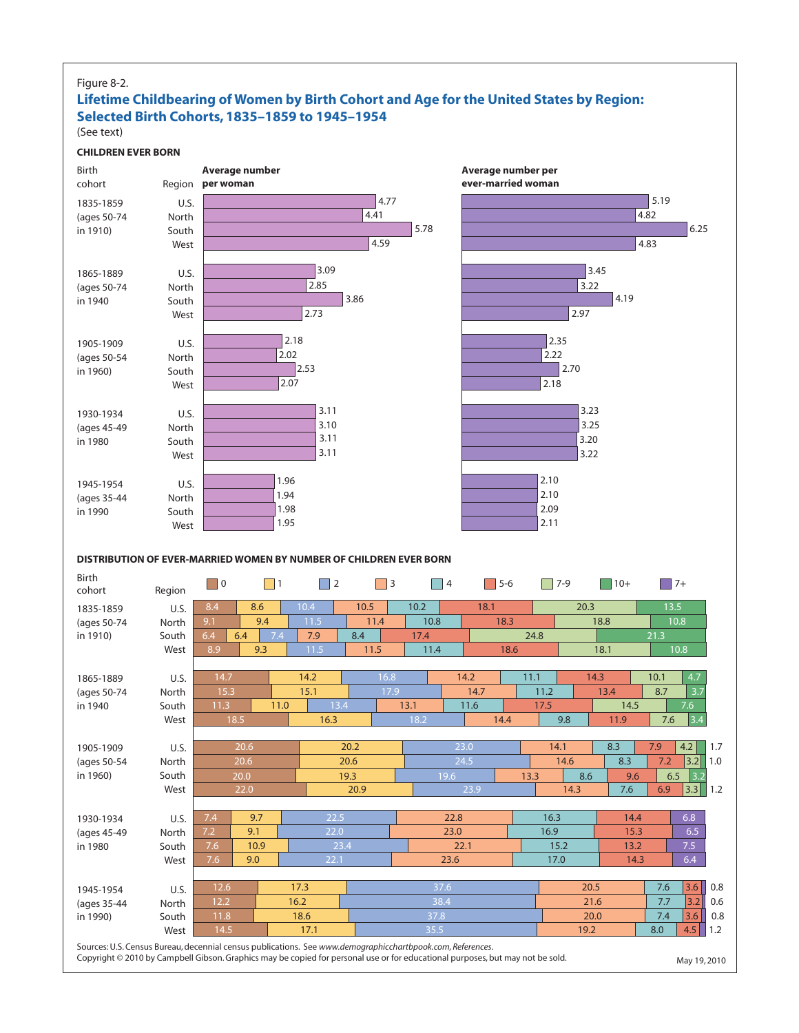Figure 8-2.

## Lifetime Childbearing of Women by Birth Cohort and Age for the United States by Region: Selected Birth Cohorts, 1835–1859 to 1945–1954

(See text)

### CHILDREN EVER BORN

| Birth cohort | Region | Average number per woman | Average number per ever-married woman |
|---|---|---|---|
| 1835-1859 (ages 50-74 in 1910) | U.S. | 4.77 | 5.19 |
| | North | 4.41 | 4.82 |
| | South | 5.78 | 6.25 |
| | West | 4.59 | 4.83 |
| 1865-1889 (ages 50-74 in 1940) | U.S. | 3.09 | 3.45 |
| | North | 2.85 | 3.22 |
| | South | 3.86 | 4.19 |
| | West | 2.73 | 2.97 |
| 1905-1909 (ages 50-54 in 1960) | U.S. | 2.18 | 2.35 |
| | North | 2.02 | 2.22 |
| | South | 2.53 | 2.70 |
| | West | 2.07 | 2.18 |
| 1930-1934 (ages 45-49 in 1980) | U.S. | 3.11 | 3.23 |
| | North | 3.10 | 3.25 |
| | South | 3.11 | 3.20 |
| | West | 3.11 | 3.22 |
| 1945-1954 (ages 35-44 in 1990) | U.S. | 1.96 | 2.10 |
| | North | 1.94 | 2.10 |
| | South | 1.98 | 2.09 |
| | West | 1.95 | 2.11 |

### DISTRIBUTION OF EVER-MARRIED WOMEN BY NUMBER OF CHILDREN EVER BORN

| Birth cohort | Region | 0 | 1 | 2 | 3 | 4 | 5-6 | 7-9 | 10+ | 7+ |
|---|---|---|---|---|---|---|---|---|---|---|
| 1835-1859 (ages 50-74 in 1910) | U.S. | 8.4 | 8.6 | 10.4 | 10.5 | 10.2 | 18.1 | 20.3 | 13.5 | |
| | North | 9.1 | 9.4 | 11.5 | 11.4 | 10.8 | 18.3 | 18.8 | 10.8 | |
| | South | 6.4 | 6.4 | 7.4 | 7.9 | 8.4 | 17.4 | 24.8 | 21.3 | |
| | West | 8.9 | 9.3 | 11.5 | 11.5 | 11.4 | 18.6 | 18.1 | 10.8 | |
| 1865-1889 (ages 50-74 in 1940) | U.S. | 14.7 | 14.2 | 16.8 | 14.2 | 11.1 | 14.3 | 10.1 | 4.7 | |
| | North | 15.3 | 15.1 | 17.9 | 14.7 | 11.2 | 13.4 | 8.7 | 3.7 | |
| | South | 11.3 | 11.0 | 13.4 | 13.1 | 11.6 | 17.5 | 14.5 | 7.6 | |
| | West | 18.5 | 16.3 | 18.2 | 14.4 | 9.8 | 11.9 | 7.6 | 3.4 | |
| 1905-1909 (ages 50-54 in 1960) | U.S. | 20.6 | 20.2 | 23.0 | 14.1 | 8.3 | 7.9 | 4.2 | 1.7 | |
| | North | 20.6 | 20.6 | 24.5 | 14.6 | 8.3 | 7.2 | 3.2 | 1.0 | |
| | South | 20.0 | 19.3 | 19.6 | 13.3 | 8.6 | 9.6 | 6.5 | 3.2 | |
| | West | 22.0 | 20.9 | 23.9 | 14.3 | 7.6 | 6.9 | 3.3 | 1.2 | |
| 1930-1934 (ages 45-49 in 1980) | U.S. | 7.4 | 9.7 | 22.5 | 22.8 | 16.3 | 14.4 | | | 6.8 |
| | North | 7.2 | 9.1 | 22.0 | 23.0 | 16.9 | 15.3 | | | 6.5 |
| | South | 7.6 | 10.9 | 23.4 | 22.1 | 15.2 | 13.2 | | | 7.5 |
| | West | 7.6 | 9.0 | 22.1 | 23.6 | 17.0 | 14.3 | | | 6.4 |
| 1945-1954 (ages 35-44 in 1990) | U.S. | 12.6 | 17.3 | 37.6 | 20.5 | 7.6 | 3.6 | | | 0.8 |
| | North | 12.2 | 16.2 | 38.4 | 21.6 | 7.7 | 3.2 | | | 0.6 |
| | South | 11.8 | 18.6 | 37.8 | 20.0 | 7.4 | 3.6 | | | 0.8 |
| | West | 14.5 | 17.1 | 35.5 | 19.2 | 8.0 | 4.5 | | | 1.2 |

Sources: U.S. Census Bureau, decennial census publications. See *www.demographicchartbook.com, References*.
Copyright © 2010 by Campbell Gibson. Graphics may be copied for personal use or for educational purposes, but may not be sold.

May 19, 2010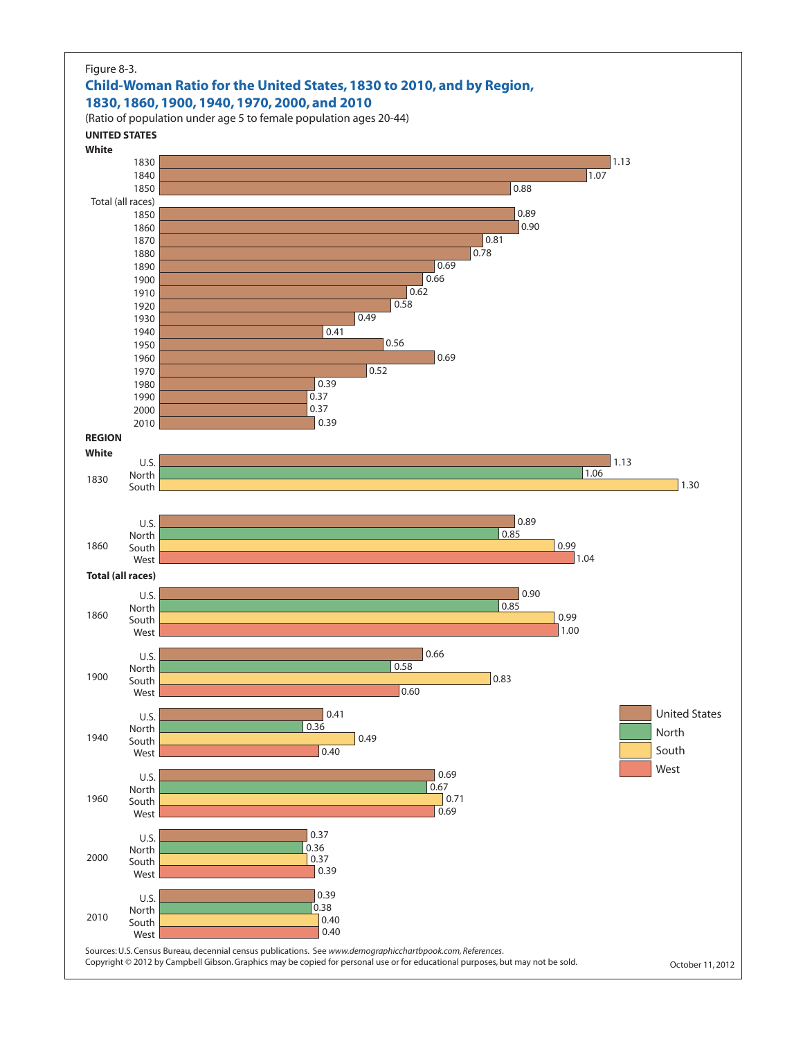Figure 8-3.

## Child-Woman Ratio for the United States, 1830 to 2010, and by Region, 1830, 1860, 1900, 1940, 1970, 2000, and 2010

(Ratio of population under age 5 to female population ages 20-44)

**UNITED STATES**

**White**

1830 1.13
1840 1.07
1850 0.88

Total (all races)

1850 0.89
1860 0.90
1870 0.81
1880 0.78
1890 0.69
1900 0.66
1910 0.62
1920 0.58
1930 0.49
1940 0.41
1950 0.56
1960 0.69
1970 0.52
1980 0.39
1990 0.37
2000 0.37
2010 0.39

**REGION**

**White**

1830 U.S. 1.13
North 1.06
South 1.30

1860 U.S. 0.89
North 0.85
South 0.99
West 1.04

**Total (all races)**

1860 U.S. 0.90
North 0.85
South 0.99
West 1.00

1900 U.S. 0.66
North 0.58
South 0.83
West 0.60

1940 U.S. 0.41
North 0.36
South 0.49
West 0.40

1960 U.S. 0.69
North 0.67
South 0.71
West 0.69

2000 U.S. 0.37
North 0.36
South 0.37
West 0.39

2010 U.S. 0.39
North 0.38
South 0.40
West 0.40

United States
North
South
West

Sources: U.S. Census Bureau, decennial census publications. See *www.demographicchartbook.com, References*.
Copyright © 2012 by Campbell Gibson. Graphics may be copied for personal use or for educational purposes, but may not be sold.

October 11, 2012